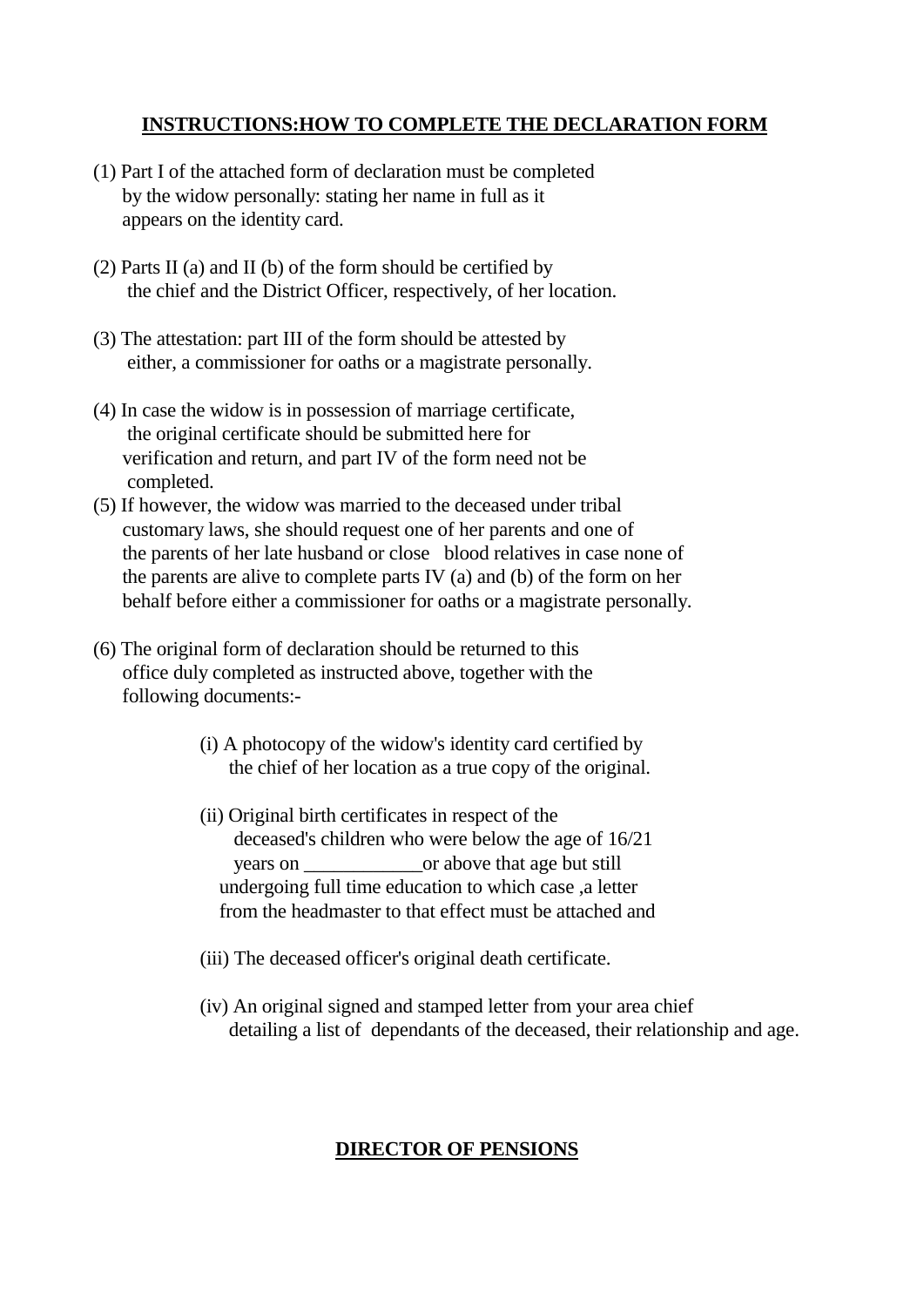## INSTRUCTIONS:HOW TO COMPLETE THE DECLARATION FORM

(1) Part I of the attached form of declaration must be completed by the widow personally: stating her name in full as it appears on the identity card.

(2) Parts II (a) and II (b) of the form should be certified by the chief and the District Officer, respectively, of her location.

(3) The attestation: part III of the form should be attested by either, a commissioner for oaths or a magistrate personally.

(4) In case the widow is in possession of marriage certificate, the original certificate should be submitted here for verification and return, and part IV of the form need not be completed.

(5) If however, the widow was married to the deceased under tribal customary laws, she should request one of her parents and one of the parents of her late husband or close blood relatives in case none of the parents are alive to complete parts IV (a) and (b) of the form on her behalf before either a commissioner for oaths or a magistrate personally.

(6) The original form of declaration should be returned to this office duly completed as instructed above, together with the following documents:-

(i) A photocopy of the widow's identity card certified by the chief of her location as a true copy of the original.

(ii) Original birth certificates in respect of the deceased's children who were below the age of 16/21 years on ____________or above that age but still undergoing full time education to which case ,a letter from the headmaster to that effect must be attached and

(iii) The deceased officer's original death certificate.

(iv) An original signed and stamped letter from your area chief detailing a list of dependants of the deceased, their relationship and age.

**DIRECTOR OF PENSIONS**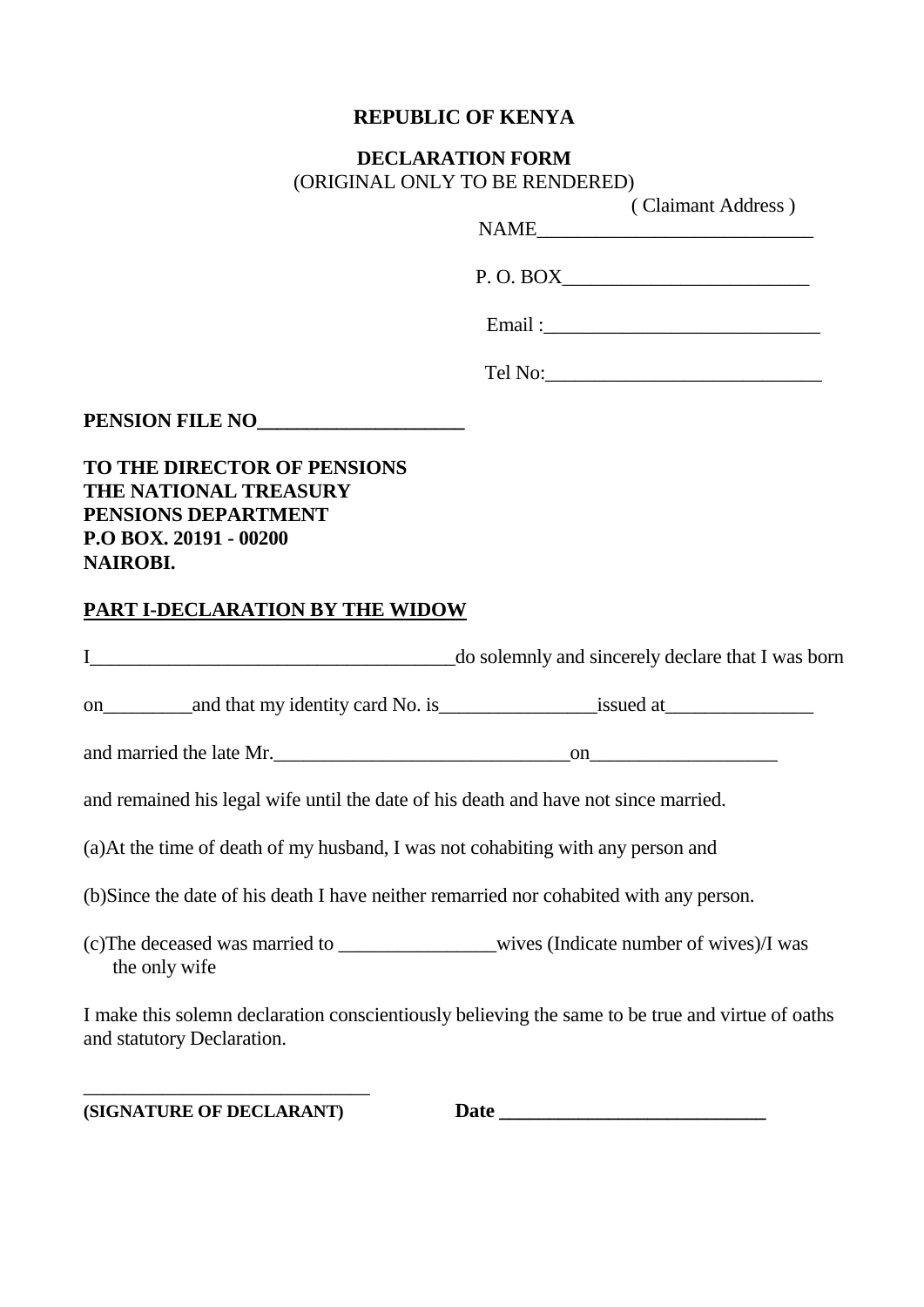**REPUBLIC OF KENYA**

**DECLARATION FORM**
(ORIGINAL ONLY TO BE RENDERED)

( Claimant Address )
NAME___________________________

P. O. BOX________________________

Email :___________________________

Tel No:___________________________

**PENSION FILE NO____________________**

**TO THE DIRECTOR OF PENSIONS**
**THE NATIONAL TREASURY**
**PENSIONS DEPARTMENT**
**P.O BOX. 20191 - 00200**
**NAIROBI.**

**PART I-DECLARATION BY THE WIDOW**

I____________________________________do solemnly and sincerely declare that I was born

on_________and that my identity card No. is________________issued at_______________

and married the late Mr.______________________________on___________________

and remained his legal wife until the date of his death and have not since married.

(a)At the time of death of my husband, I was not cohabiting with any person and

(b)Since the date of his death I have neither remarried nor cohabited with any person.

(c)The deceased was married to ________________wives (Indicate number of wives)/I was the only wife

I make this solemn declaration conscientiously believing the same to be true and virtue of oaths and statutory Declaration.

_____________________________
**(SIGNATURE OF DECLARANT)** **Date ___________________________**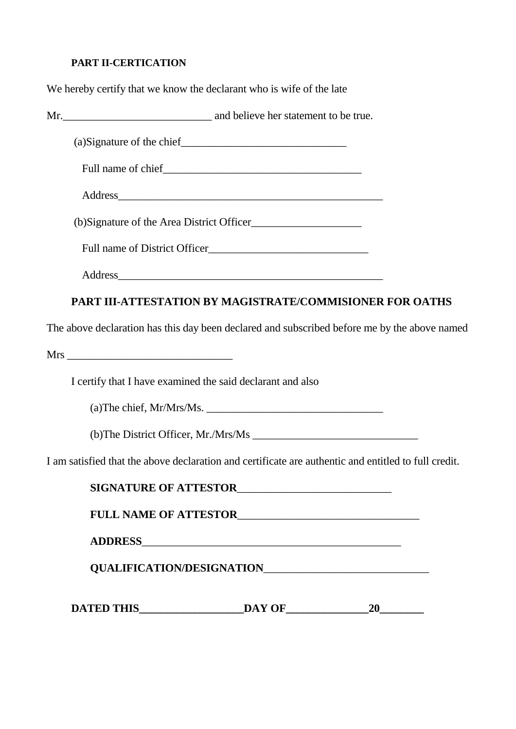**PART II-CERTICATION**

We hereby certify that we know the declarant who is wife of the late

Mr.___________________________ and believe her statement to be true.

(a)Signature of the chief______________________________

Full name of chief____________________________________

Address_________________________________________________

(b)Signature of the Area District Officer____________________

Full name of District Officer_____________________________

Address_________________________________________________

**PART III-ATTESTATION BY MAGISTRATE/COMMISIONER FOR OATHS**

The above declaration has this day been declared and subscribed before me by the above named

Mrs _____________________________

I certify that I have examined the said declarant and also

(a)The chief, Mr/Mrs/Ms. ________________________________

(b)The District Officer, Mr./Mrs/Ms ______________________________

I am satisfied that the above declaration and certificate are authentic and entitled to full credit.

**SIGNATURE OF ATTESTOR___________________________**

**FULL NAME OF ATTESTOR________________________________**

**ADDRESS________________________________________________**

**QUALIFICATION/DESIGNATION_____________________________**

**DATED THIS__________________DAY OF______________20________**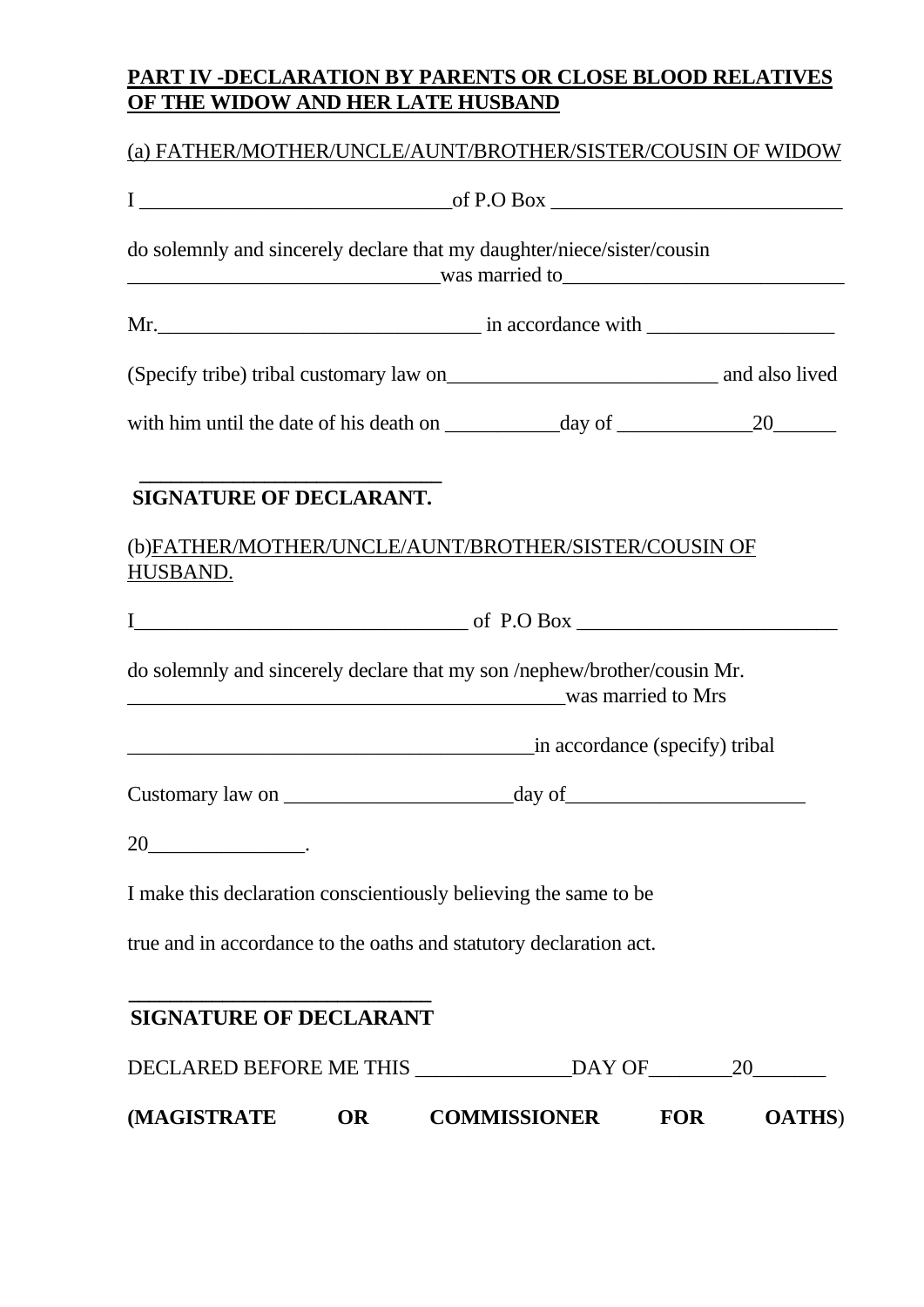**PART IV -DECLARATION BY PARENTS OR CLOSE BLOOD RELATIVES OF THE WIDOW AND HER LATE HUSBAND**

(a) FATHER/MOTHER/UNCLE/AUNT/BROTHER/SISTER/COUSIN OF WIDOW

I ______________________________of P.O Box ____________________________

do solemnly and sincerely declare that my daughter/niece/sister/cousin ______________________________was married to___________________________

Mr.______________________________ in accordance with __________________

(Specify tribe) tribal customary law on__________________________ and also lived

with him until the date of his death on ___________day of _____________20______

____________________________

**SIGNATURE OF DECLARANT.**

(b)FATHER/MOTHER/UNCLE/AUNT/BROTHER/SISTER/COUSIN OF HUSBAND.

I_______________________________ of P.O Box _________________________

do solemnly and sincerely declare that my son /nephew/brother/cousin Mr. __________________________________________was married to Mrs

_______________________________________in accordance (specify) tribal

Customary law on ______________________day of_______________________

20_______________.

I make this declaration conscientiously believing the same to be

true and in accordance to the oaths and statutory declaration act.

____________________________

**SIGNATURE OF DECLARANT**

DECLARED BEFORE ME THIS _______________DAY OF________20_______

**(MAGISTRATE OR COMMISSIONER FOR OATHS)**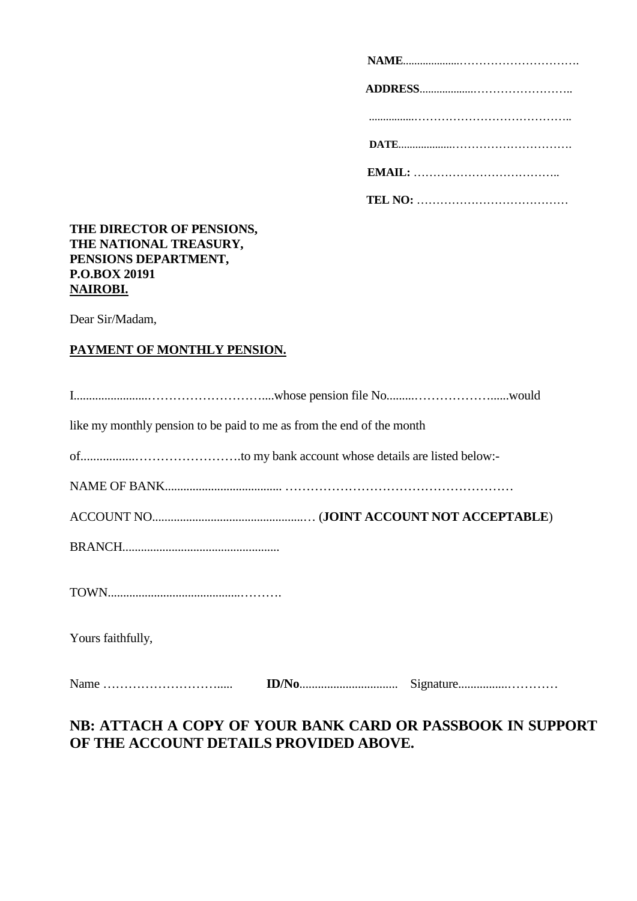**NAME**.....................…………………………….

**ADDRESS**....................……………………..

.................……………………………………..

**DATE**....................………………………….

**EMAIL:** ………………………………..

**TEL NO:** …………………………………

**THE DIRECTOR OF PENSIONS,**
**THE NATIONAL TREASURY,**
**PENSIONS DEPARTMENT,**
**P.O.BOX 20191**
**NAIROBI.**

Dear Sir/Madam,

**PAYMENT OF MONTHLY PENSION.**

I........................………………………....whose pension file No.........…………………......would

like my monthly pension to be paid to me as from the end of the month

of.................…………………….to my bank account whose details are listed below:-

NAME OF BANK...................................... ………………………………………………

ACCOUNT NO...................................................… (**JOINT ACCOUNT NOT ACCEPTABLE**)

BRANCH...................................................

TOWN..........................................……….

Yours faithfully,

Name ………………………..... **ID/No**................................ Signature................…………

**NB: ATTACH A COPY OF YOUR BANK CARD OR PASSBOOK IN SUPPORT OF THE ACCOUNT DETAILS PROVIDED ABOVE.**